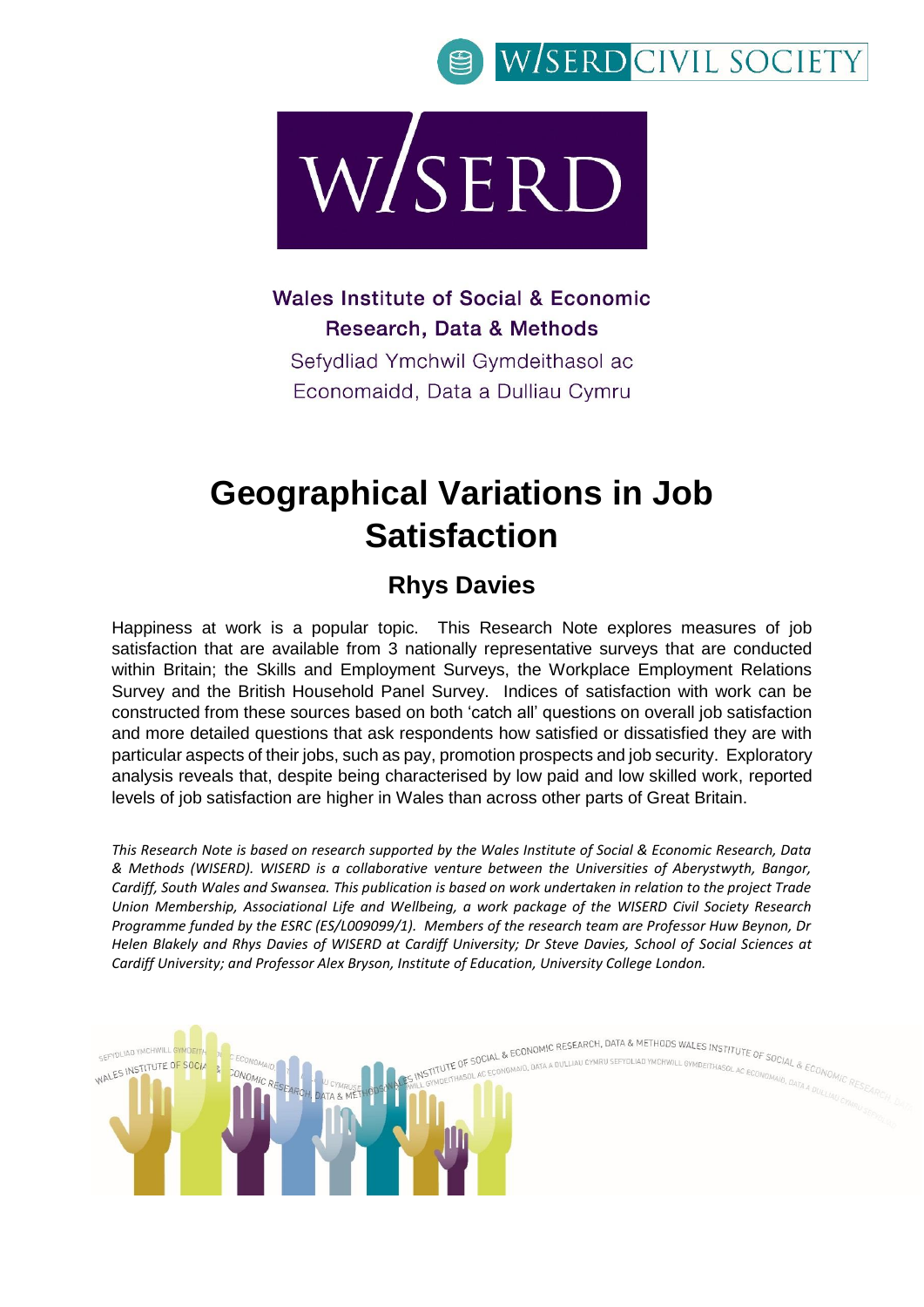WISERD CIVIL SOCIETY

WISERD

Wales Institute of Social & Economic Research, Data & Methods

Sefydliad Ymchwil Gymdeithasol ac Economaidd, Data a Dulliau Cymru

# Geographical Variations in Job Satisfaction

## Rhys Davies

Happiness at work is a popular topic. This Research Note explores measures of job satisfaction that are available from 3 nationally representative surveys that are conducted within Britain; the Skills and Employment Surveys, the Workplace Employment Relations Survey and the British Household Panel Survey. Indices of satisfaction with work can be constructed from these sources based on both 'catch all' questions on overall job satisfaction and more detailed questions that ask respondents how satisfied or dissatisfied they are with particular aspects of their jobs, such as pay, promotion prospects and job security. Exploratory analysis reveals that, despite being characterised by low paid and low skilled work, reported levels of job satisfaction are higher in Wales than across other parts of Great Britain.

*This Research Note is based on research supported by the Wales Institute of Social & Economic Research, Data & Methods (WISERD). WISERD is a collaborative venture between the Universities of Aberystwyth, Bangor, Cardiff, South Wales and Swansea. This publication is based on work undertaken in relation to the project Trade Union Membership, Associational Life and Wellbeing, a work package of the WISERD Civil Society Research Programme funded by the ESRC (ES/L009099/1). Members of the research team are Professor Huw Beynon, Dr Helen Blakely and Rhys Davies of WISERD at Cardiff University; Dr Steve Davies, School of Social Sciences at Cardiff University; and Professor Alex Bryson, Institute of Education, University College London.*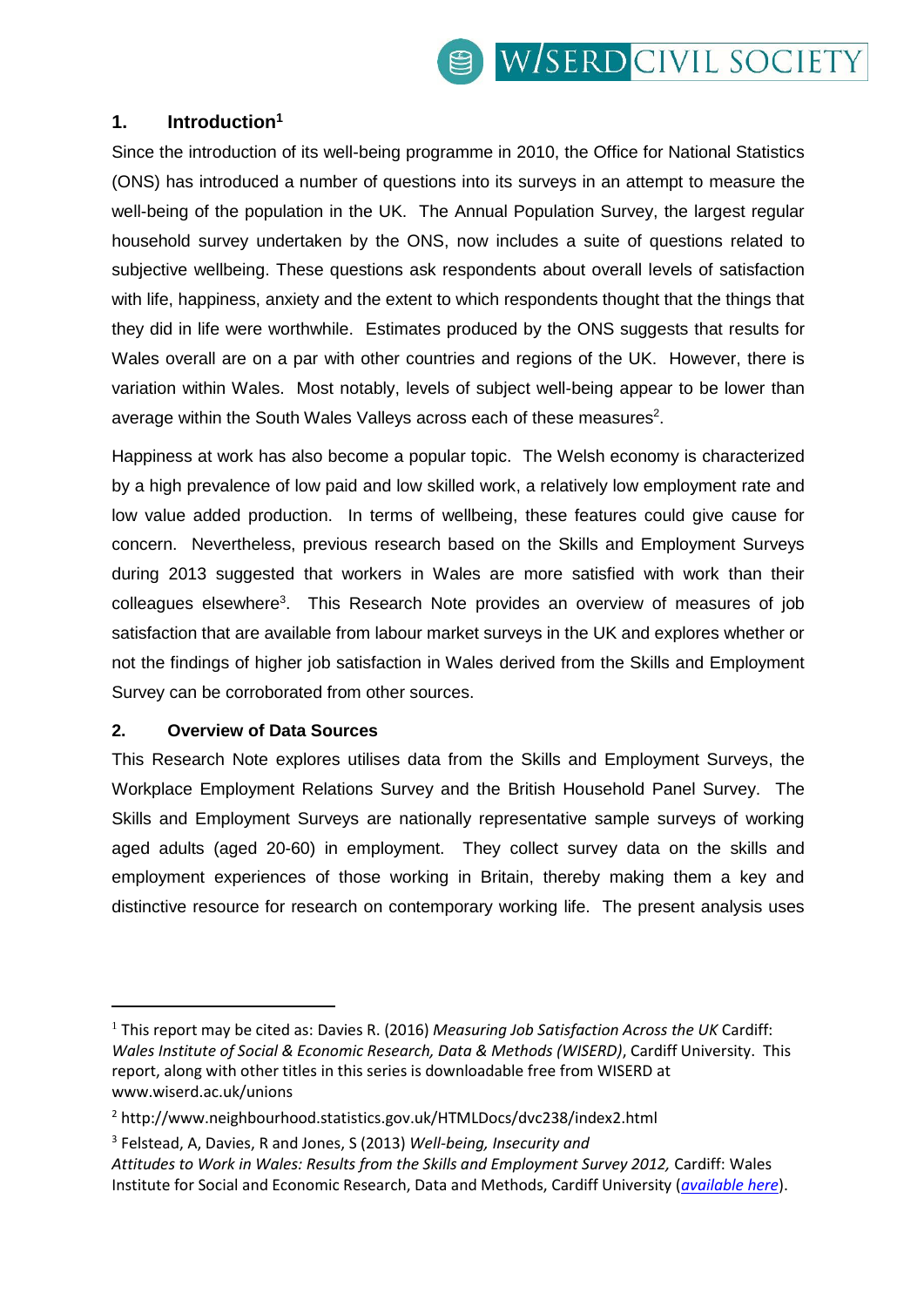## 1. Introduction[1]

Since the introduction of its well-being programme in 2010, the Office for National Statistics (ONS) has introduced a number of questions into its surveys in an attempt to measure the well-being of the population in the UK. The Annual Population Survey, the largest regular household survey undertaken by the ONS, now includes a suite of questions related to subjective wellbeing. These questions ask respondents about overall levels of satisfaction with life, happiness, anxiety and the extent to which respondents thought that the things that they did in life were worthwhile. Estimates produced by the ONS suggests that results for Wales overall are on a par with other countries and regions of the UK. However, there is variation within Wales. Most notably, levels of subject well-being appear to be lower than average within the South Wales Valleys across each of these measures[2].

Happiness at work has also become a popular topic. The Welsh economy is characterized by a high prevalence of low paid and low skilled work, a relatively low employment rate and low value added production. In terms of wellbeing, these features could give cause for concern. Nevertheless, previous research based on the Skills and Employment Surveys during 2013 suggested that workers in Wales are more satisfied with work than their colleagues elsewhere[3]. This Research Note provides an overview of measures of job satisfaction that are available from labour market surveys in the UK and explores whether or not the findings of higher job satisfaction in Wales derived from the Skills and Employment Survey can be corroborated from other sources.

## 2. Overview of Data Sources

This Research Note explores utilises data from the Skills and Employment Surveys, the Workplace Employment Relations Survey and the British Household Panel Survey. The Skills and Employment Surveys are nationally representative sample surveys of working aged adults (aged 20-60) in employment. They collect survey data on the skills and employment experiences of those working in Britain, thereby making them a key and distinctive resource for research on contemporary working life. The present analysis uses

---

[1] This report may be cited as: Davies R. (2016) *Measuring Job Satisfaction Across the UK* Cardiff: *Wales Institute of Social & Economic Research, Data & Methods (WISERD)*, Cardiff University. This report, along with other titles in this series is downloadable free from WISERD at www.wiserd.ac.uk/unions

[2] http://www.neighbourhood.statistics.gov.uk/HTMLDocs/dvc238/index2.html

[3] Felstead, A, Davies, R and Jones, S (2013) *Well-being, Insecurity and Attitudes to Work in Wales: Results from the Skills and Employment Survey 2012,* Cardiff: Wales Institute for Social and Economic Research, Data and Methods, Cardiff University (*available here*).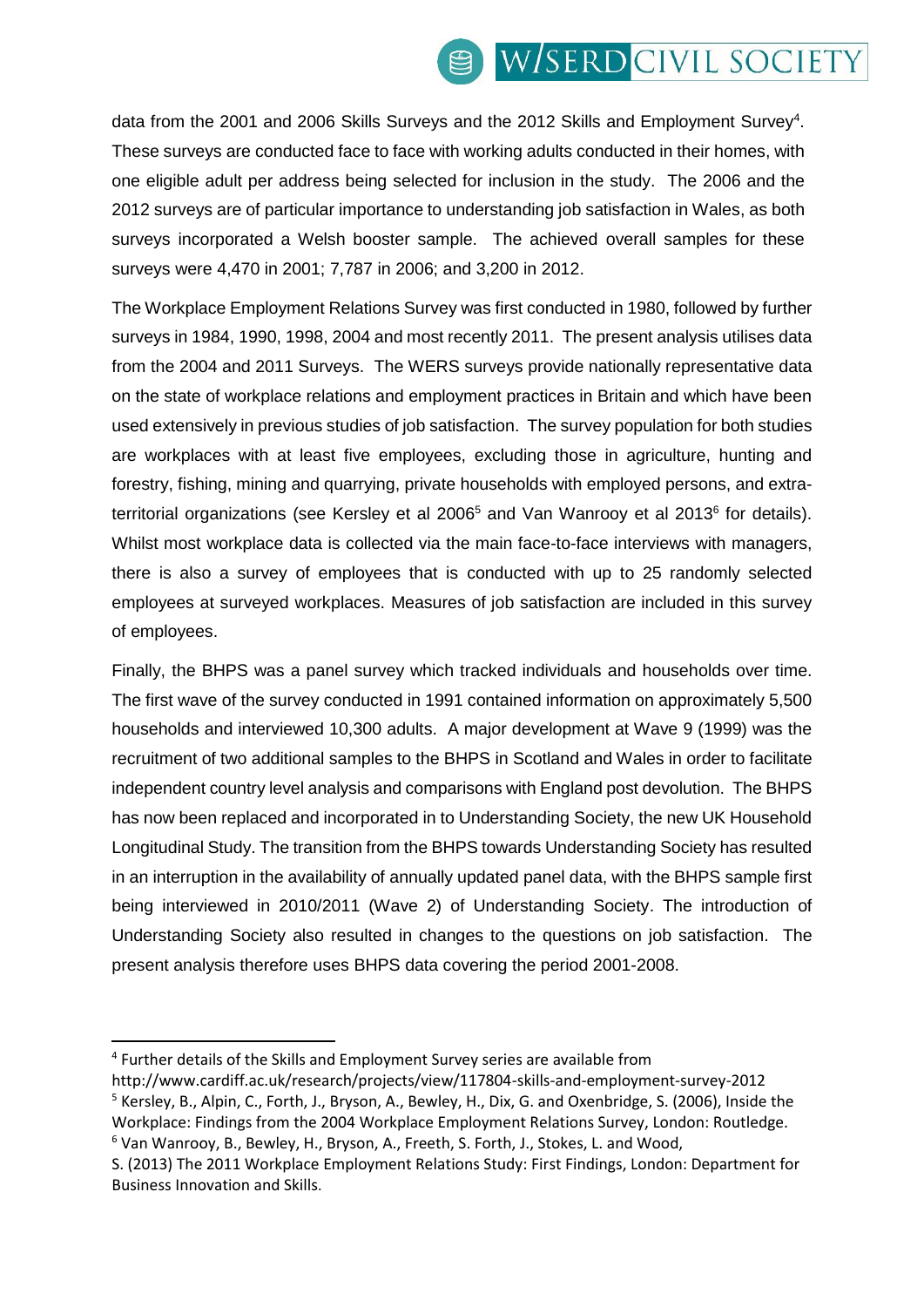data from the 2001 and 2006 Skills Surveys and the 2012 Skills and Employment Survey[4]. These surveys are conducted face to face with working adults conducted in their homes, with one eligible adult per address being selected for inclusion in the study. The 2006 and the 2012 surveys are of particular importance to understanding job satisfaction in Wales, as both surveys incorporated a Welsh booster sample. The achieved overall samples for these surveys were 4,470 in 2001; 7,787 in 2006; and 3,200 in 2012.

The Workplace Employment Relations Survey was first conducted in 1980, followed by further surveys in 1984, 1990, 1998, 2004 and most recently 2011. The present analysis utilises data from the 2004 and 2011 Surveys. The WERS surveys provide nationally representative data on the state of workplace relations and employment practices in Britain and which have been used extensively in previous studies of job satisfaction. The survey population for both studies are workplaces with at least five employees, excluding those in agriculture, hunting and forestry, fishing, mining and quarrying, private households with employed persons, and extra-territorial organizations (see Kersley et al 2006[5] and Van Wanrooy et al 2013[6] for details). Whilst most workplace data is collected via the main face-to-face interviews with managers, there is also a survey of employees that is conducted with up to 25 randomly selected employees at surveyed workplaces. Measures of job satisfaction are included in this survey of employees.

Finally, the BHPS was a panel survey which tracked individuals and households over time. The first wave of the survey conducted in 1991 contained information on approximately 5,500 households and interviewed 10,300 adults. A major development at Wave 9 (1999) was the recruitment of two additional samples to the BHPS in Scotland and Wales in order to facilitate independent country level analysis and comparisons with England post devolution. The BHPS has now been replaced and incorporated in to Understanding Society, the new UK Household Longitudinal Study. The transition from the BHPS towards Understanding Society has resulted in an interruption in the availability of annually updated panel data, with the BHPS sample first being interviewed in 2010/2011 (Wave 2) of Understanding Society. The introduction of Understanding Society also resulted in changes to the questions on job satisfaction. The present analysis therefore uses BHPS data covering the period 2001-2008.

---

[4] Further details of the Skills and Employment Survey series are available from http://www.cardiff.ac.uk/research/projects/view/117804-skills-and-employment-survey-2012

[5] Kersley, B., Alpin, C., Forth, J., Bryson, A., Bewley, H., Dix, G. and Oxenbridge, S. (2006), Inside the Workplace: Findings from the 2004 Workplace Employment Relations Survey, London: Routledge.

[6] Van Wanrooy, B., Bewley, H., Bryson, A., Freeth, S. Forth, J., Stokes, L. and Wood, S. (2013) The 2011 Workplace Employment Relations Study: First Findings, London: Department for Business Innovation and Skills.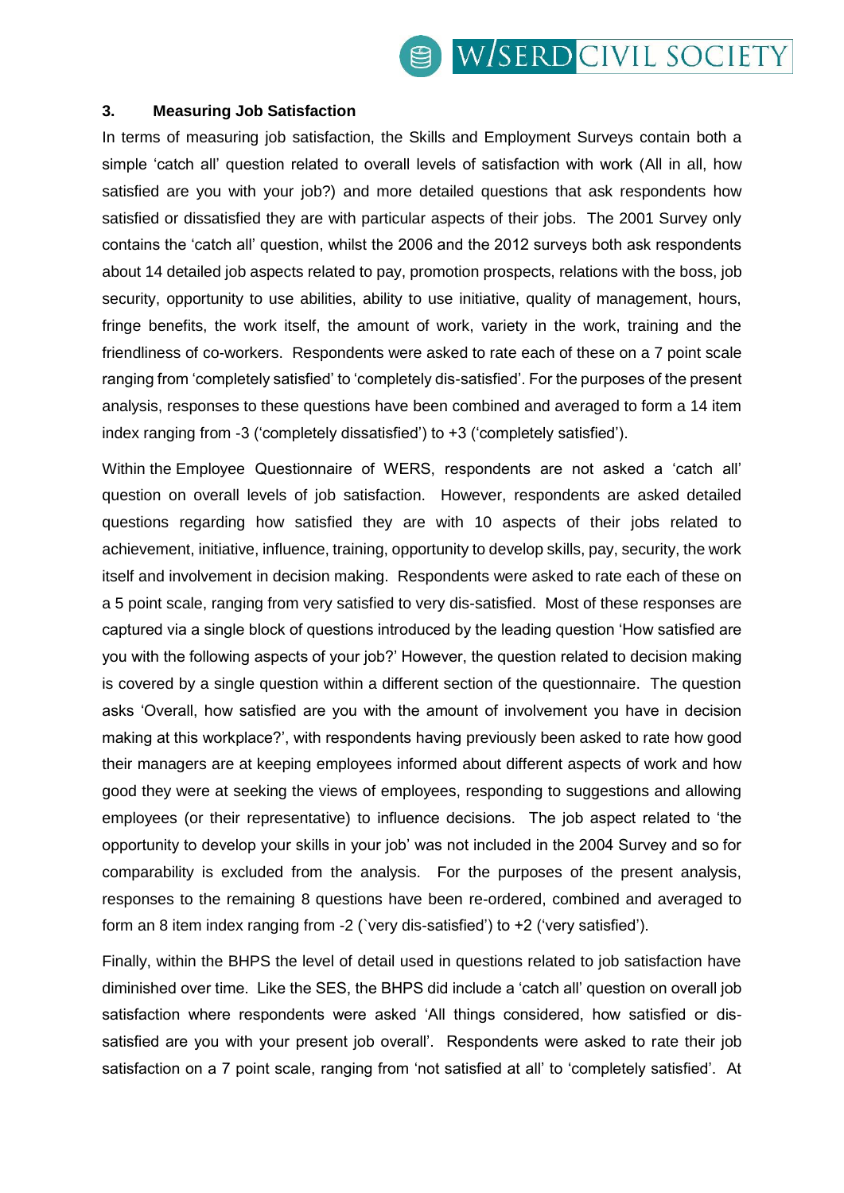### 3. Measuring Job Satisfaction

In terms of measuring job satisfaction, the Skills and Employment Surveys contain both a simple 'catch all' question related to overall levels of satisfaction with work (All in all, how satisfied are you with your job?) and more detailed questions that ask respondents how satisfied or dissatisfied they are with particular aspects of their jobs. The 2001 Survey only contains the 'catch all' question, whilst the 2006 and the 2012 surveys both ask respondents about 14 detailed job aspects related to pay, promotion prospects, relations with the boss, job security, opportunity to use abilities, ability to use initiative, quality of management, hours, fringe benefits, the work itself, the amount of work, variety in the work, training and the friendliness of co-workers. Respondents were asked to rate each of these on a 7 point scale ranging from 'completely satisfied' to 'completely dis-satisfied'. For the purposes of the present analysis, responses to these questions have been combined and averaged to form a 14 item index ranging from -3 ('completely dissatisfied') to +3 ('completely satisfied').

Within the Employee Questionnaire of WERS, respondents are not asked a 'catch all' question on overall levels of job satisfaction. However, respondents are asked detailed questions regarding how satisfied they are with 10 aspects of their jobs related to achievement, initiative, influence, training, opportunity to develop skills, pay, security, the work itself and involvement in decision making. Respondents were asked to rate each of these on a 5 point scale, ranging from very satisfied to very dis-satisfied. Most of these responses are captured via a single block of questions introduced by the leading question 'How satisfied are you with the following aspects of your job?' However, the question related to decision making is covered by a single question within a different section of the questionnaire. The question asks 'Overall, how satisfied are you with the amount of involvement you have in decision making at this workplace?', with respondents having previously been asked to rate how good their managers are at keeping employees informed about different aspects of work and how good they were at seeking the views of employees, responding to suggestions and allowing employees (or their representative) to influence decisions. The job aspect related to 'the opportunity to develop your skills in your job' was not included in the 2004 Survey and so for comparability is excluded from the analysis. For the purposes of the present analysis, responses to the remaining 8 questions have been re-ordered, combined and averaged to form an 8 item index ranging from -2 (`very dis-satisfied') to +2 ('very satisfied').

Finally, within the BHPS the level of detail used in questions related to job satisfaction have diminished over time. Like the SES, the BHPS did include a 'catch all' question on overall job satisfaction where respondents were asked 'All things considered, how satisfied or dis-satisfied are you with your present job overall'. Respondents were asked to rate their job satisfaction on a 7 point scale, ranging from 'not satisfied at all' to 'completely satisfied'. At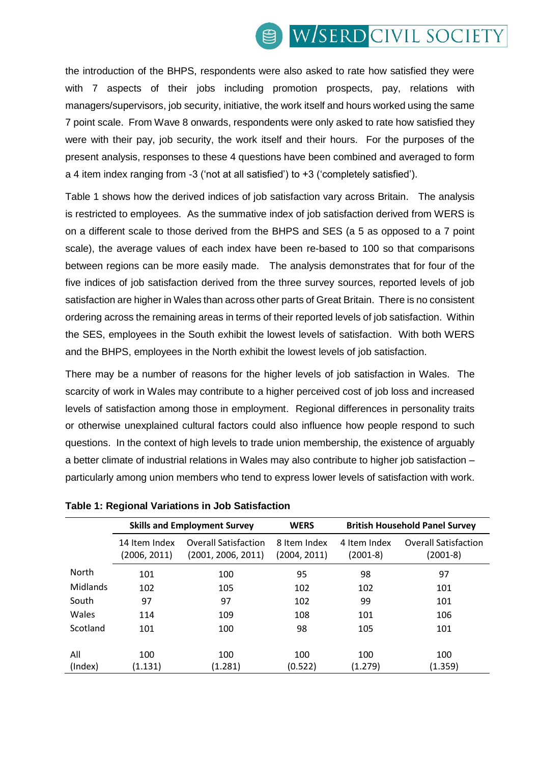the introduction of the BHPS, respondents were also asked to rate how satisfied they were with 7 aspects of their jobs including promotion prospects, pay, relations with managers/supervisors, job security, initiative, the work itself and hours worked using the same 7 point scale. From Wave 8 onwards, respondents were only asked to rate how satisfied they were with their pay, job security, the work itself and their hours. For the purposes of the present analysis, responses to these 4 questions have been combined and averaged to form a 4 item index ranging from -3 ('not at all satisfied') to +3 ('completely satisfied').

Table 1 shows how the derived indices of job satisfaction vary across Britain. The analysis is restricted to employees. As the summative index of job satisfaction derived from WERS is on a different scale to those derived from the BHPS and SES (a 5 as opposed to a 7 point scale), the average values of each index have been re-based to 100 so that comparisons between regions can be more easily made. The analysis demonstrates that for four of the five indices of job satisfaction derived from the three survey sources, reported levels of job satisfaction are higher in Wales than across other parts of Great Britain. There is no consistent ordering across the remaining areas in terms of their reported levels of job satisfaction. Within the SES, employees in the South exhibit the lowest levels of satisfaction. With both WERS and the BHPS, employees in the North exhibit the lowest levels of job satisfaction.

There may be a number of reasons for the higher levels of job satisfaction in Wales. The scarcity of work in Wales may contribute to a higher perceived cost of job loss and increased levels of satisfaction among those in employment. Regional differences in personality traits or otherwise unexplained cultural factors could also influence how people respond to such questions. In the context of high levels to trade union membership, the existence of arguably a better climate of industrial relations in Wales may also contribute to higher job satisfaction – particularly among union members who tend to express lower levels of satisfaction with work.

**Table 1: Regional Variations in Job Satisfaction**

| | Skills and Employment Survey | | WERS | British Household Panel Survey | |
|---|---|---|---|---|---|
| | 14 Item Index (2006, 2011) | Overall Satisfaction (2001, 2006, 2011) | 8 Item Index (2004, 2011) | 4 Item Index (2001-8) | Overall Satisfaction (2001-8) |
| North | 101 | 100 | 95 | 98 | 97 |
| Midlands | 102 | 105 | 102 | 102 | 101 |
| South | 97 | 97 | 102 | 99 | 101 |
| Wales | 114 | 109 | 108 | 101 | 106 |
| Scotland | 101 | 100 | 98 | 105 | 101 |
| All (Index) | 100 (1.131) | 100 (1.281) | 100 (0.522) | 100 (1.279) | 100 (1.359) |